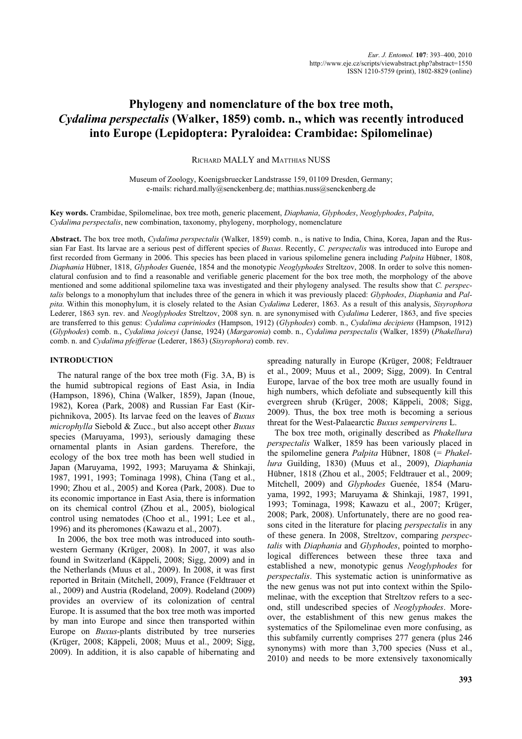# Phylogeny and nomenclature of the box tree moth, *Cydalima perspectalis* (Walker, 1859) comb. n., which was recently introduced into Europe (Lepidoptera: Pyraloidea: Crambidae: Spilomelinae)

RICHARD MALLY and MATTHIAS NUSS

Museum of Zoology, Koenigsbruecker Landstrasse 159, 01109 Dresden, Germany;
e-mails: richard.mally@senckenberg.de; matthias.nuss@senckenberg.de

**Key words.** Crambidae, Spilomelinae, box tree moth, generic placement, *Diaphania*, *Glyphodes*, *Neoglyphodes*, *Palpita*, *Cydalima perspectalis*, new combination, taxonomy, phylogeny, morphology, nomenclature

**Abstract.** The box tree moth, *Cydalima perspectalis* (Walker, 1859) comb. n., is native to India, China, Korea, Japan and the Russian Far East. Its larvae are a serious pest of different species of *Buxus*. Recently, *C. perspectalis* was introduced into Europe and first recorded from Germany in 2006. This species has been placed in various spilomeline genera including *Palpita* Hübner, 1808, *Diaphania* Hübner, 1818, *Glyphodes* Guenée, 1854 and the monotypic *Neoglyphodes* Streltzov, 2008. In order to solve this nomenclatural confusion and to find a reasonable and verifiable generic placement for the box tree moth, the morphology of the above mentioned and some additional spilomeline taxa was investigated and their phylogeny analysed. The results show that *C. perspectalis* belongs to a monophylum that includes three of the genera in which it was previously placed: *Glyphodes*, *Diaphania* and *Palpita*. Within this monophylum, it is closely related to the Asian *Cydalima* Lederer, 1863. As a result of this analysis, *Sisyrophora* Lederer, 1863 syn. rev. and *Neoglyphodes* Streltzov, 2008 syn. n. are synonymised with *Cydalima* Lederer, 1863, and five species are transferred to this genus: *Cydalima capriniodes* (Hampson, 1912) (*Glyphodes*) comb. n., *Cydalima decipiens* (Hampson, 1912) (*Glyphodes*) comb. n., *Cydalima joiceyi* (Janse, 1924) (*Margaronia*) comb. n., *Cydalima perspectalis* (Walker, 1859) (*Phakellura*) comb. n. and *Cydalima pfeifferae* (Lederer, 1863) (*Sisyrophora*) comb. rev.

## INTRODUCTION

The natural range of the box tree moth (Fig. 3A, B) is the humid subtropical regions of East Asia, in India (Hampson, 1896), China (Walker, 1859), Japan (Inoue, 1982), Korea (Park, 2008) and Russian Far East (Kirpichnikova, 2005). Its larvae feed on the leaves of *Buxus microphylla* Siebold & Zucc., but also accept other *Buxus* species (Maruyama, 1993), seriously damaging these ornamental plants in Asian gardens. Therefore, the ecology of the box tree moth has been well studied in Japan (Maruyama, 1992, 1993; Maruyama & Shinkaji, 1987, 1991, 1993; Tominaga 1998), China (Tang et al., 1990; Zhou et al., 2005) and Korea (Park, 2008). Due to its economic importance in East Asia, there is information on its chemical control (Zhou et al., 2005), biological control using nematodes (Choo et al., 1991; Lee et al., 1996) and its pheromones (Kawazu et al., 2007).

In 2006, the box tree moth was introduced into southwestern Germany (Krüger, 2008). In 2007, it was also found in Switzerland (Käppeli, 2008; Sigg, 2009) and in the Netherlands (Muus et al., 2009). In 2008, it was first reported in Britain (Mitchell, 2009), France (Feldtrauer et al., 2009) and Austria (Rodeland, 2009). Rodeland (2009) provides an overview of its colonization of central Europe. It is assumed that the box tree moth was imported by man into Europe and since then transported within Europe on *Buxus*-plants distributed by tree nurseries (Krüger, 2008; Käppeli, 2008; Muus et al., 2009; Sigg, 2009). In addition, it is also capable of hibernating and spreading naturally in Europe (Krüger, 2008; Feldtrauer et al., 2009; Muus et al., 2009; Sigg, 2009). In Central Europe, larvae of the box tree moth are usually found in high numbers, which defoliate and subsequently kill this evergreen shrub (Krüger, 2008; Käppeli, 2008; Sigg, 2009). Thus, the box tree moth is becoming a serious threat for the West-Palaearctic *Buxus sempervirens* L.

The box tree moth, originally described as *Phakellura perspectalis* Walker, 1859 has been variously placed in the spilomeline genera *Palpita* Hübner, 1808 (= *Phakellura* Guilding, 1830) (Muus et al., 2009), *Diaphania* Hübner, 1818 (Zhou et al., 2005; Feldtrauer et al., 2009; Mitchell, 2009) and *Glyphodes* Guenée, 1854 (Maruyama, 1992, 1993; Maruyama & Shinkaji, 1987, 1991, 1993; Tominaga, 1998; Kawazu et al., 2007; Krüger, 2008; Park, 2008). Unfortunately, there are no good reasons cited in the literature for placing *perspectalis* in any of these genera. In 2008, Streltzov, comparing *perspectalis* with *Diaphania* and *Glyphodes*, pointed to morphological differences between these three taxa and established a new, monotypic genus *Neoglyphodes* for *perspectalis*. This systematic action is uninformative as the new genus was not put into context within the Spilomelinae, with the exception that Streltzov refers to a second, still undescribed species of *Neoglyphodes*. Moreover, the establishment of this new genus makes the systematics of the Spilomelinae even more confusing, as this subfamily currently comprises 277 genera (plus 246 synonyms) with more than 3,700 species (Nuss et al., 2010) and needs to be more extensively taxonomically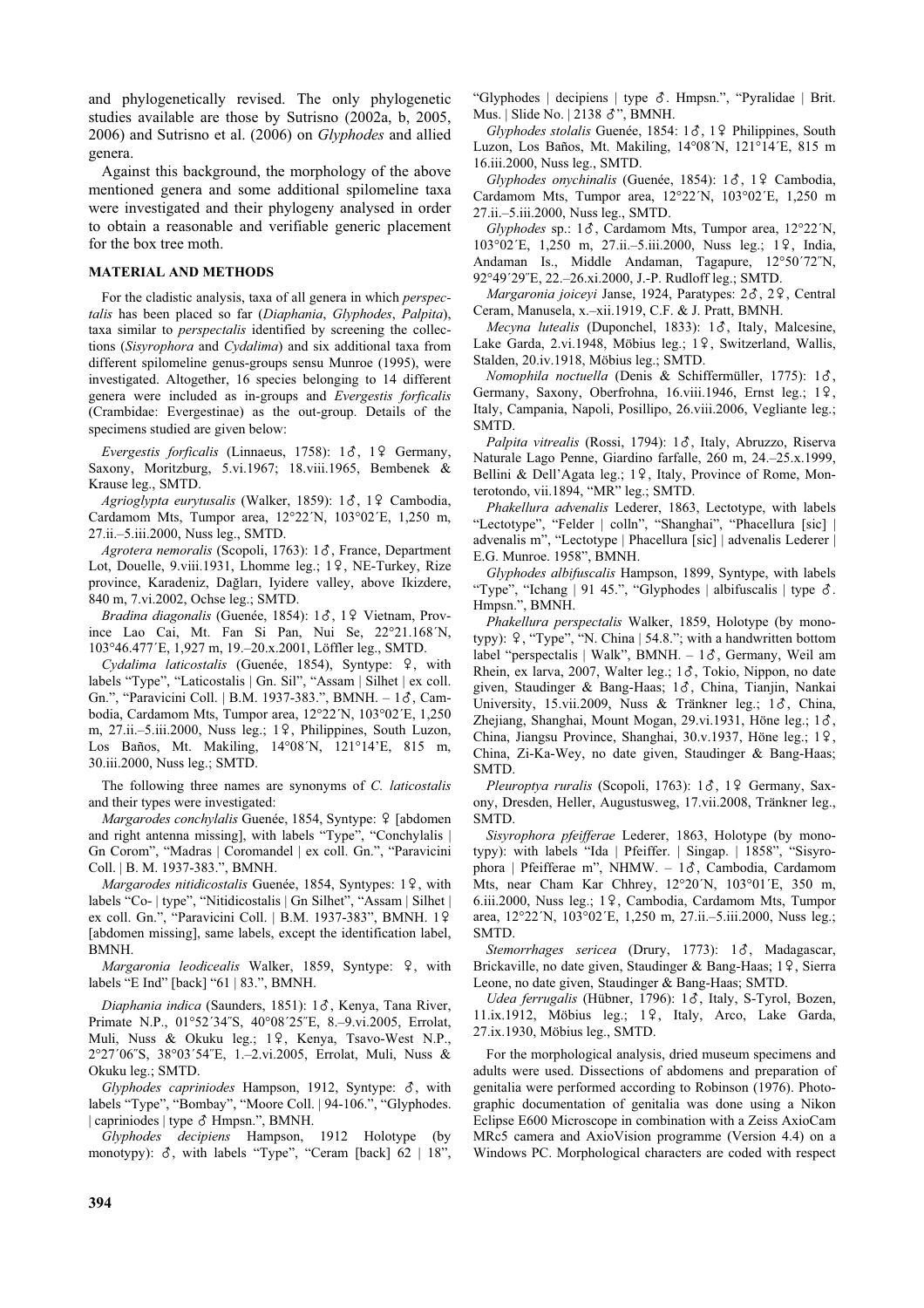and phylogenetically revised. The only phylogenetic studies available are those by Sutrisno (2002a, b, 2005, 2006) and Sutrisno et al. (2006) on *Glyphodes* and allied genera.

Against this background, the morphology of the above mentioned genera and some additional spilomeline taxa were investigated and their phylogeny analysed in order to obtain a reasonable and verifiable generic placement for the box tree moth.

## MATERIAL AND METHODS

For the cladistic analysis, taxa of all genera in which *perspectalis* has been placed so far (*Diaphania*, *Glyphodes*, *Palpita*), taxa similar to *perspectalis* identified by screening the collections (*Sisyrophora* and *Cydalima*) and six additional taxa from different spilomeline genus-groups sensu Munroe (1995), were investigated. Altogether, 16 species belonging to 14 different genera were included as in-groups and *Evergestis forficalis* (Crambidae: Evergestinae) as the out-group. Details of the specimens studied are given below:

*Evergestis forficalis* (Linnaeus, 1758): 1♂, 1♀ Germany, Saxony, Moritzburg, 5.vi.1967; 18.viii.1965, Bembenek & Krause leg., SMTD.

*Agrioglypta eurytusalis* (Walker, 1859): 1♂, 1♀ Cambodia, Cardamom Mts, Tumpor area, 12°22´N, 103°02´E, 1,250 m, 27.ii.–5.iii.2000, Nuss leg., SMTD.

*Agrotera nemoralis* (Scopoli, 1763): 1♂, France, Department Lot, Douelle, 9.viii.1931, Lhomme leg.; 1♀, NE-Turkey, Rize province, Karadeniz, Dağları, Iyidere valley, above Ikizdere, 840 m, 7.vi.2002, Ochse leg.; SMTD.

*Bradina diagonalis* (Guenée, 1854): 1♂, 1♀ Vietnam, Province Lao Cai, Mt. Fan Si Pan, Nui Se, 22°21.168´N, 103°46.477´E, 1,927 m, 19.–20.x.2001, Löffler leg., SMTD.

*Cydalima laticostalis* (Guenée, 1854), Syntype: ♀, with labels "Type", "Laticostalis | Gn. Sil", "Assam | Silhet | ex coll. Gn.", "Paravicini Coll. | B.M. 1937-383.", BMNH. – 1♂, Cambodia, Cardamom Mts, Tumpor area, 12°22´N, 103°02´E, 1,250 m, 27.ii.–5.iii.2000, Nuss leg.; 1♀, Philippines, South Luzon, Los Baños, Mt. Makiling, 14°08´N, 121°14´E, 815 m, 30.iii.2000, Nuss leg.; SMTD.

The following three names are synonyms of *C. laticostalis* and their types were investigated:

*Margarodes conchylalis* Guenée, 1854, Syntype: ♀ [abdomen and right antenna missing], with labels "Type", "Conchylalis | Gn Corom", "Madras | Coromandel | ex coll. Gn.", "Paravicini Coll. | B. M. 1937-383.", BMNH.

*Margarodes nitidicostalis* Guenée, 1854, Syntypes: 1♀, with labels "Co- | type", "Nitidicostalis | Gn Silhet", "Assam | Silhet | ex coll. Gn.", "Paravicini Coll. | B.M. 1937-383", BMNH. 1♀ [abdomen missing], same labels, except the identification label, BMNH.

*Margaronia leodicealis* Walker, 1859, Syntype: ♀, with labels "E Ind" [back] "61 | 83.", BMNH.

*Diaphania indica* (Saunders, 1851): 1♂, Kenya, Tana River, Primate N.P., 01°52´34˝S, 40°08´25˝E, 8.–9.vi.2005, Errolat, Muli, Nuss & Okuku leg.; 1♀, Kenya, Tsavo-West N.P., 2°27´06˝S, 38°03´54˝E, 1.–2.vi.2005, Errolat, Muli, Nuss & Okuku leg.; SMTD.

*Glyphodes capriniodes* Hampson, 1912, Syntype: ♂, with labels "Type", "Bombay", "Moore Coll. | 94-106.", "Glyphodes. | capriniodes | type ♂ Hmpsn.", BMNH.

*Glyphodes decipiens* Hampson, 1912 Holotype (by monotypy): ♂, with labels "Type", "Ceram [back] 62 | 18", "Glyphodes | decipiens | type ♂. Hmpsn.", "Pyralidae | Brit. Mus. | Slide No. | 2138 ♂", BMNH.

*Glyphodes stolalis* Guenée, 1854: 1♂, 1♀ Philippines, South Luzon, Los Baños, Mt. Makiling, 14°08´N, 121°14´E, 815 m 16.iii.2000, Nuss leg., SMTD.

*Glyphodes onychinalis* (Guenée, 1854): 1♂, 1♀ Cambodia, Cardamom Mts, Tumpor area, 12°22´N, 103°02´E, 1,250 m 27.ii.–5.iii.2000, Nuss leg., SMTD.

*Glyphodes* sp.: 1♂, Cardamom Mts, Tumpor area, 12°22´N, 103°02´E, 1,250 m, 27.ii.–5.iii.2000, Nuss leg.; 1♀, India, Andaman Is., Middle Andaman, Tagapure, 12°50´72˝N, 92°49´29˝E, 22.–26.xi.2000, J.-P. Rudloff leg.; SMTD.

*Margaronia joiceyi* Janse, 1924, Paratypes: 2♂, 2♀, Central Ceram, Manusela, x.–xii.1919, C.F. & J. Pratt, BMNH.

*Mecyna lutealis* (Duponchel, 1833): 1♂, Italy, Malcesine, Lake Garda, 2.vi.1948, Möbius leg.; 1♀, Switzerland, Wallis, Stalden, 20.iv.1918, Möbius leg.; SMTD.

*Nomophila noctuella* (Denis & Schiffermüller, 1775): 1♂, Germany, Saxony, Oberfrohna, 16.viii.1946, Ernst leg.; 1♀, Italy, Campania, Napoli, Posillipo, 26.viii.2006, Vegliante leg.; SMTD.

*Palpita vitrealis* (Rossi, 1794): 1♂, Italy, Abruzzo, Riserva Naturale Lago Penne, Giardino farfalle, 260 m, 24.–25.x.1999, Bellini & Dell'Agata leg.; 1♀, Italy, Province of Rome, Monterotondo, vii.1894, "MR" leg.; SMTD.

*Phakellura advenalis* Lederer, 1863, Lectotype, with labels "Lectotype", "Felder | colln", "Shanghai", "Phacellura [sic] | advenalis m", "Lectotype | Phacellura [sic] | advenalis Lederer | E.G. Munroe. 1958", BMNH.

*Glyphodes albifuscalis* Hampson, 1899, Syntype, with labels "Type", "Ichang | 91 45.", "Glyphodes | albifuscalis | type ♂. Hmpsn.", BMNH.

*Phakellura perspectalis* Walker, 1859, Holotype (by monotypy): ♀, "Type", "N. China | 54.8."; with a handwritten bottom label "perspectalis | Walk", BMNH. – 1♂, Germany, Weil am Rhein, ex larva, 2007, Walter leg.; 1♂, Tokio, Nippon, no date given, Staudinger & Bang-Haas; 1♂, China, Tianjin, Nankai University, 15.vii.2009, Nuss & Tränkner leg.; 1♂, China, Zhejiang, Shanghai, Mount Mogan, 29.vi.1931, Höne leg.; 1♂, China, Jiangsu Province, Shanghai, 30.v.1937, Höne leg.; 1♀, China, Zi-Ka-Wey, no date given, Staudinger & Bang-Haas; SMTD.

*Pleuroptya ruralis* (Scopoli, 1763): 1♂, 1♀ Germany, Saxony, Dresden, Heller, Augustusweg, 17.vii.2008, Tränkner leg., SMTD.

*Sisyrophora pfeifferae* Lederer, 1863, Holotype (by monotypy): with labels "Ida | Pfeiffer. | Singap. | 1858", "Sisyrophora | Pfeifferae m", NHMW. – 1♂, Cambodia, Cardamom Mts, near Cham Kar Chhrey, 12°20´N, 103°01´E, 350 m, 6.iii.2000, Nuss leg.; 1♀, Cambodia, Cardamom Mts, Tumpor area, 12°22´N, 103°02´E, 1,250 m, 27.ii.–5.iii.2000, Nuss leg.; SMTD.

*Stemorrhages sericea* (Drury, 1773): 1♂, Madagascar, Brickaville, no date given, Staudinger & Bang-Haas; 1♀, Sierra Leone, no date given, Staudinger & Bang-Haas; SMTD.

*Udea ferrugalis* (Hübner, 1796): 1♂, Italy, S-Tyrol, Bozen, 11.ix.1912, Möbius leg.; 1♀, Italy, Arco, Lake Garda, 27.ix.1930, Möbius leg., SMTD.

For the morphological analysis, dried museum specimens and adults were used. Dissections of abdomens and preparation of genitalia were performed according to Robinson (1976). Photographic documentation of genitalia was done using a Nikon Eclipse E600 Microscope in combination with a Zeiss AxioCam MRc5 camera and AxioVision programme (Version 4.4) on a Windows PC. Morphological characters are coded with respect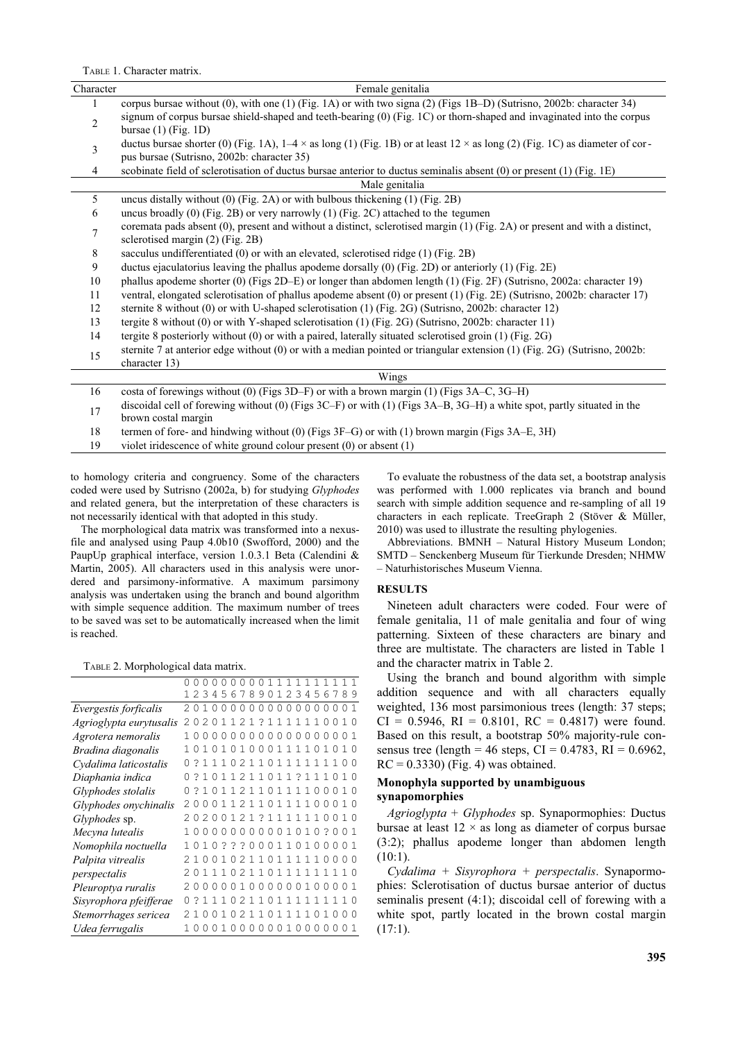TABLE 1. Character matrix.

| Character | Female genitalia |
|---|---|
| 1 | corpus bursae without (0), with one (1) (Fig. 1A) or with two signa (2) (Figs 1B–D) (Sutrisno, 2002b: character 34) |
| 2 | signum of corpus bursae shield-shaped and teeth-bearing (0) (Fig. 1C) or thorn-shaped and invaginated into the corpus bursae (1) (Fig. 1D) |
| 3 | ductus bursae shorter (0) (Fig. 1A), 1–4 × as long (1) (Fig. 1B) or at least 12 × as long (2) (Fig. 1C) as diameter of corpus bursae (Sutrisno, 2002b: character 35) |
| 4 | scobinate field of sclerotisation of ductus bursae anterior to ductus seminalis absent (0) or present (1) (Fig. 1E) |
| | **Male genitalia** |
| 5 | uncus distally without (0) (Fig. 2A) or with bulbous thickening (1) (Fig. 2B) |
| 6 | uncus broadly (0) (Fig. 2B) or very narrowly (1) (Fig. 2C) attached to the tegumen |
| 7 | coremata pads absent (0), present and without a distinct, sclerotised margin (1) (Fig. 2A) or present and with a distinct, sclerotised margin (2) (Fig. 2B) |
| 8 | sacculus undifferentiated (0) or with an elevated, sclerotised ridge (1) (Fig. 2B) |
| 9 | ductus ejaculatorius leaving the phallus apodeme dorsally (0) (Fig. 2D) or anteriorly (1) (Fig. 2E) |
| 10 | phallus apodeme shorter (0) (Figs 2D–E) or longer than abdomen length (1) (Fig. 2F) (Sutrisno, 2002a: character 19) |
| 11 | ventral, elongated sclerotisation of phallus apodeme absent (0) or present (1) (Fig. 2E) (Sutrisno, 2002b: character 17) |
| 12 | sternite 8 without (0) or with U-shaped sclerotisation (1) (Fig. 2G) (Sutrisno, 2002b: character 12) |
| 13 | tergite 8 without (0) or with Y-shaped sclerotisation (1) (Fig. 2G) (Sutrisno, 2002b: character 11) |
| 14 | tergite 8 posteriorly without (0) or with a paired, laterally situated sclerotised groin (1) (Fig. 2G) |
| 15 | sternite 7 at anterior edge without (0) or with a median pointed or triangular extension (1) (Fig. 2G) (Sutrisno, 2002b: character 13) |
| | **Wings** |
| 16 | costa of forewings without (0) (Figs 3D–F) or with a brown margin (1) (Figs 3A–C, 3G–H) |
| 17 | discoidal cell of forewing without (0) (Figs 3C–F) or with (1) (Figs 3A–B, 3G–H) a white spot, partly situated in the brown costal margin |
| 18 | termen of fore- and hindwing without (0) (Figs 3F–G) or with (1) brown margin (Figs 3A–E, 3H) |
| 19 | violet iridescence of white ground colour present (0) or absent (1) |

to homology criteria and congruency. Some of the characters coded were used by Sutrisno (2002a, b) for studying *Glyphodes* and related genera, but the interpretation of these characters is not necessarily identical with that adopted in this study.

The morphological data matrix was transformed into a nexus-file and analysed using Paup 4.0b10 (Swofford, 2000) and the PaupUp graphical interface, version 1.0.3.1 Beta (Calendini & Martin, 2005). All characters used in this analysis were unordered and parsimony-informative. A maximum parsimony analysis was undertaken using the branch and bound algorithm with simple sequence addition. The maximum number of trees to be saved was set to be automatically increased when the limit is reached.

TABLE 2. Morphological data matrix.

| | 0000000001111111111 <br> 1234567890123456789 |
|---|---|
| *Evergestis forficalis* | 2010000000000000001 |
| *Agrioglypta eurytusalis* | 2020112 1?111111 0010 |
| *Agrotera nemoralis* | 1000000000000000001 |
| *Bradina diagonalis* | 1010101000111101010 |
| *Cydalima laticostalis* | 0?11102110111111100 |
| *Diaphania indica* | 0?10112110 11?111010 |
| *Glyphodes stolalis* | 0?10112110111100010 |
| *Glyphodes onychinalis* | 2000112110111100010 |
| *Glyphodes* sp. | 2020012 1?1111100010 |
| *Mecyna lutealis* | 100000000000 1010?001 |
| *Nomophila noctuella* | 1010???000110100001 |
| *Palpita vitrealis* | 2100102110111110000 |
| *perspectalis* | 2011102110111111110 |
| *Pleuroptya ruralis* | 2000001000000100001 |
| *Sisyrophora pfeifferae* | 0?11102110111111110 |
| *Stemorrhages sericea* | 2100102110111101000 |
| *Udea ferrugalis* | 1000100000010000001 |

To evaluate the robustness of the data set, a bootstrap analysis was performed with 1.000 replicates via branch and bound search with simple addition sequence and re-sampling of all 19 characters in each replicate. TreeGraph 2 (Stöver & Müller, 2010) was used to illustrate the resulting phylogenies.

Abbreviations. BMNH – Natural History Museum London; SMTD – Senckenberg Museum für Tierkunde Dresden; NHMW – Naturhistorisches Museum Vienna.

## RESULTS

Nineteen adult characters were coded. Four were of female genitalia, 11 of male genitalia and four of wing patterning. Sixteen of these characters are binary and three are multistate. The characters are listed in Table 1 and the character matrix in Table 2.

Using the branch and bound algorithm with simple addition sequence and with all characters equally weighted, 136 most parsimonious trees (length: 37 steps; CI = 0.5946, RI = 0.8101, RC = 0.4817) were found. Based on this result, a bootstrap 50% majority-rule consensus tree (length = 46 steps, CI = 0.4783, RI = 0.6962, RC = 0.3330) (Fig. 4) was obtained.

### Monophyla supported by unambiguous synapomorphies

*Agrioglypta* + *Glyphodes* sp. Synapomorphies: Ductus bursae at least 12 × as long as diameter of corpus bursae (3:2); phallus apodeme longer than abdomen length (10:1).

*Cydalima* + *Sisyrophora* + *perspectalis*. Synapomorphies: Sclerotisation of ductus bursae anterior of ductus seminalis present (4:1); discoidal cell of forewing with a white spot, partly located in the brown costal margin (17:1).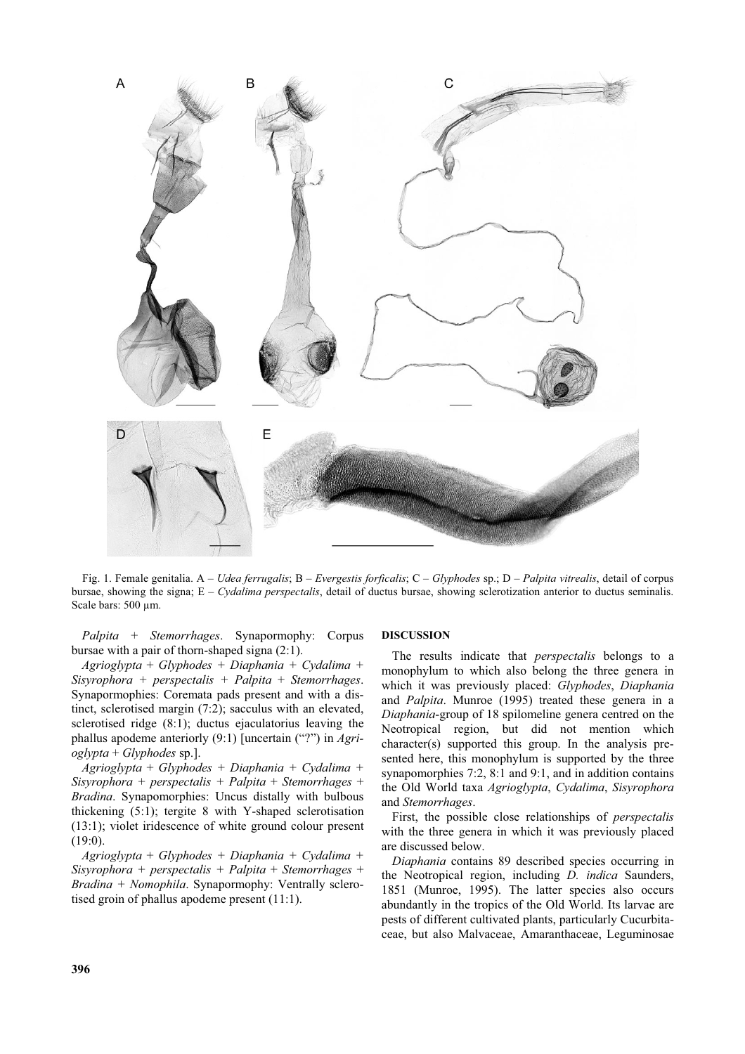Fig. 1. Female genitalia. A – *Udea ferrugalis*; B – *Evergestis forficalis*; C – *Glyphodes* sp.; D – *Palpita vitrealis*, detail of corpus bursae, showing the signa; E – *Cydalima perspectalis*, detail of ductus bursae, showing sclerotization anterior to ductus seminalis. Scale bars: 500 µm.

*Palpita* + *Stemorrhages*. Synapormophy: Corpus bursae with a pair of thorn-shaped signa (2:1).

*Agrioglypta* + *Glyphodes* + *Diaphania* + *Cydalima* + *Sisyrophora* + *perspectalis* + *Palpita* + *Stemorrhages*. Synapormophies: Coremata pads present and with a distinct, sclerotised margin (7:2); sacculus with an elevated, sclerotised ridge (8:1); ductus ejaculatorius leaving the phallus apodeme anteriorly (9:1) [uncertain ("?") in *Agrioglypta* + *Glyphodes* sp.].

*Agrioglypta* + *Glyphodes* + *Diaphania* + *Cydalima* + *Sisyrophora* + *perspectalis* + *Palpita* + *Stemorrhages* + *Bradina*. Synapomorphies: Uncus distally with bulbous thickening (5:1); tergite 8 with Y-shaped sclerotisation (13:1); violet iridescence of white ground colour present (19:0).

*Agrioglypta* + *Glyphodes* + *Diaphania* + *Cydalima* + *Sisyrophora* + *perspectalis* + *Palpita* + *Stemorrhages* + *Bradina* + *Nomophila*. Synapomorphy: Ventrally sclerotised groin of phallus apodeme present (11:1).

## DISCUSSION

The results indicate that *perspectalis* belongs to a monophylum to which also belong the three genera in which it was previously placed: *Glyphodes*, *Diaphania* and *Palpita*. Munroe (1995) treated these genera in a *Diaphania*-group of 18 spilomeline genera centred on the Neotropical region, but did not mention which character(s) supported this group. In the analysis presented here, this monophylum is supported by the three synapomorphies 7:2, 8:1 and 9:1, and in addition contains the Old World taxa *Agrioglypta*, *Cydalima*, *Sisyrophora* and *Stemorrhages*.

First, the possible close relationships of *perspectalis* with the three genera in which it was previously placed are discussed below.

*Diaphania* contains 89 described species occurring in the Neotropical region, including *D. indica* Saunders, 1851 (Munroe, 1995). The latter species also occurs abundantly in the tropics of the Old World. Its larvae are pests of different cultivated plants, particularly Cucurbitaceae, but also Malvaceae, Amaranthaceae, Leguminosae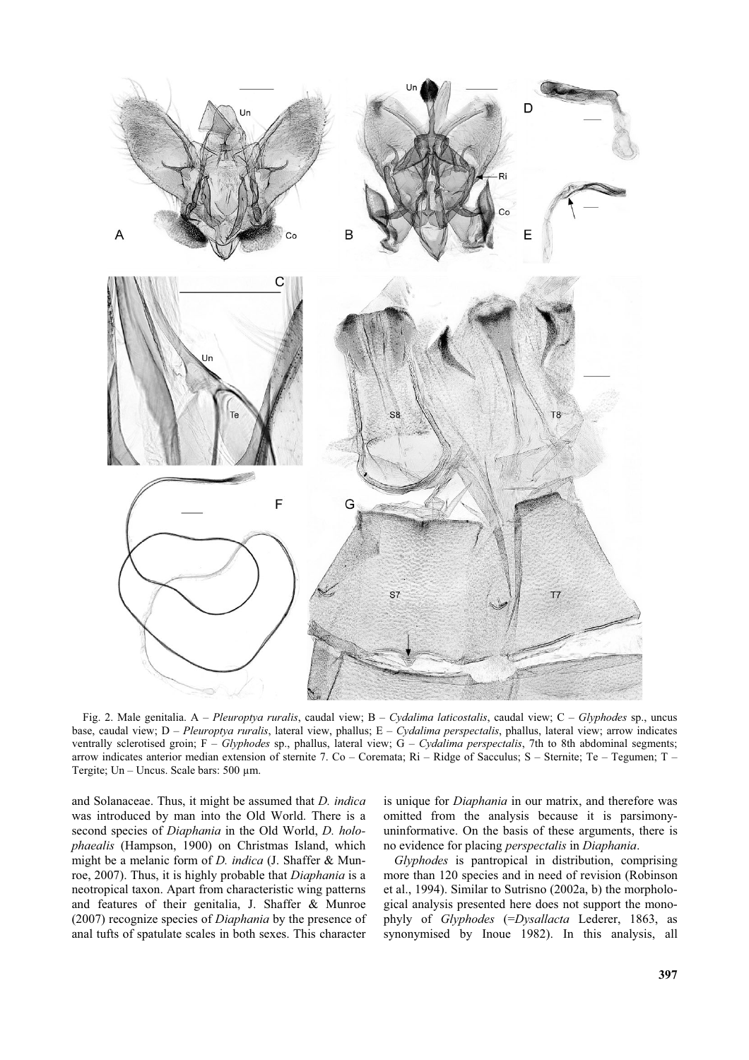Fig. 2. Male genitalia. A – *Pleuroptya ruralis*, caudal view; B – *Cydalima laticostalis*, caudal view; C – *Glyphodes* sp., uncus base, caudal view; D – *Pleuroptya ruralis*, lateral view, phallus; E – *Cydalima perspectalis*, phallus, lateral view; arrow indicates ventrally sclerotised groin; F – *Glyphodes* sp., phallus, lateral view; G – *Cydalima perspectalis*, 7th to 8th abdominal segments; arrow indicates anterior median extension of sternite 7. Co – Coremata; Ri – Ridge of Sacculus; S – Sternite; Te – Tegumen; T – Tergite; Un – Uncus. Scale bars: 500 µm.

and Solanaceae. Thus, it might be assumed that *D. indica* was introduced by man into the Old World. There is a second species of *Diaphania* in the Old World, *D. holophaealis* (Hampson, 1900) on Christmas Island, which might be a melanic form of *D. indica* (J. Shaffer & Munroe, 2007). Thus, it is highly probable that *Diaphania* is a neotropical taxon. Apart from characteristic wing patterns and features of their genitalia, J. Shaffer & Munroe (2007) recognize species of *Diaphania* by the presence of anal tufts of spatulate scales in both sexes. This character is unique for *Diaphania* in our matrix, and therefore was omitted from the analysis because it is parsimony-uninformative. On the basis of these arguments, there is no evidence for placing *perspectalis* in *Diaphania*.

*Glyphodes* is pantropical in distribution, comprising more than 120 species and in need of revision (Robinson et al., 1994). Similar to Sutrisno (2002a, b) the morphological analysis presented here does not support the monophyly of *Glyphodes* (=*Dysallacta* Lederer, 1863, as synonymised by Inoue 1982). In this analysis, all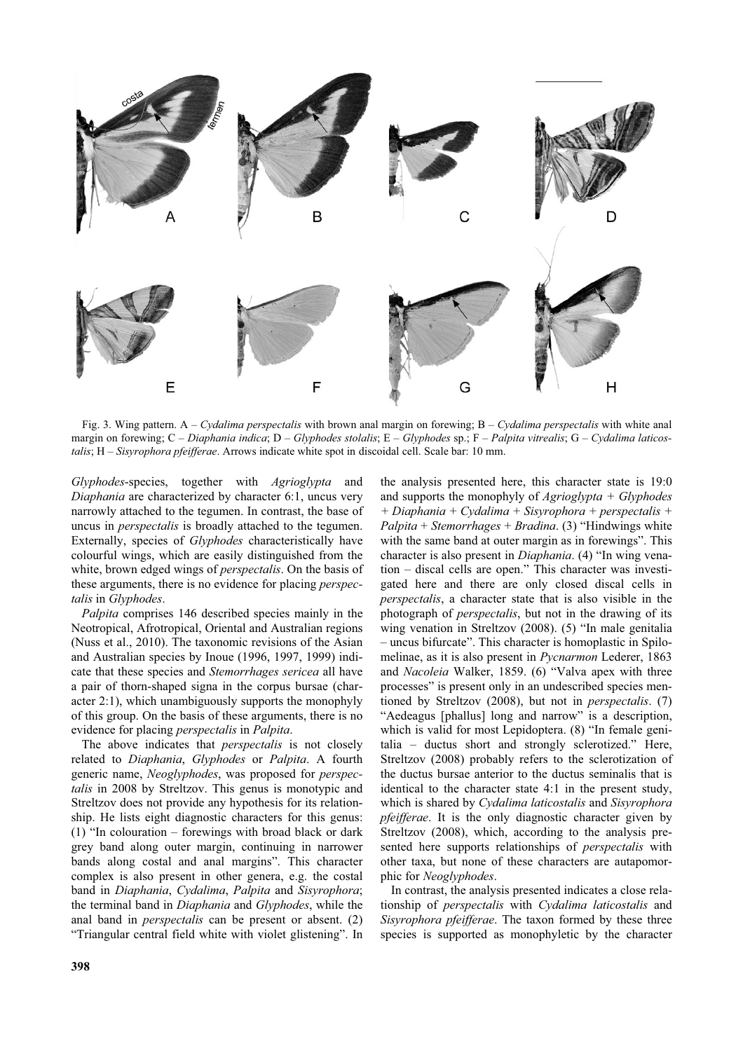Fig. 3. Wing pattern. A – *Cydalima perspectalis* with brown anal margin on forewing; B – *Cydalima perspectalis* with white anal margin on forewing; C – *Diaphania indica*; D – *Glyphodes stolalis*; E – *Glyphodes* sp.; F – *Palpita vitrealis*; G – *Cydalima laticostalis*; H – *Sisyrophora pfeifferae*. Arrows indicate white spot in discoidal cell. Scale bar: 10 mm.

*Glyphodes*-species, together with *Agrioglypta* and *Diaphania* are characterized by character 6:1, uncus very narrowly attached to the tegumen. In contrast, the base of uncus in *perspectalis* is broadly attached to the tegumen. Externally, species of *Glyphodes* characteristically have colourful wings, which are easily distinguished from the white, brown edged wings of *perspectalis*. On the basis of these arguments, there is no evidence for placing *perspectalis* in *Glyphodes*.

*Palpita* comprises 146 described species mainly in the Neotropical, Afrotropical, Oriental and Australian regions (Nuss et al., 2010). The taxonomic revisions of the Asian and Australian species by Inoue (1996, 1997, 1999) indicate that these species and *Stemorrhages sericea* all have a pair of thorn-shaped signa in the corpus bursae (character 2:1), which unambiguously supports the monophyly of this group. On the basis of these arguments, there is no evidence for placing *perspectalis* in *Palpita*.

The above indicates that *perspectalis* is not closely related to *Diaphania*, *Glyphodes* or *Palpita*. A fourth generic name, *Neoglyphodes*, was proposed for *perspectalis* in 2008 by Streltzov. This genus is monotypic and Streltzov does not provide any hypothesis for its relationship. He lists eight diagnostic characters for this genus: (1) "In colouration – forewings with broad black or dark grey band along outer margin, continuing in narrower bands along costal and anal margins". This character complex is also present in other genera, e.g. the costal band in *Diaphania*, *Cydalima*, *Palpita* and *Sisyrophora*; the terminal band in *Diaphania* and *Glyphodes*, while the anal band in *perspectalis* can be present or absent. (2) "Triangular central field white with violet glistening". In the analysis presented here, this character state is 19:0 and supports the monophyly of *Agrioglypta* + *Glyphodes* + *Diaphania* + *Cydalima* + *Sisyrophora* + *perspectalis* + *Palpita* + *Stemorrhages* + *Bradina*. (3) "Hindwings white with the same band at outer margin as in forewings". This character is also present in *Diaphania*. (4) "In wing venation – discal cells are open." This character was investigated here and there are only closed discal cells in *perspectalis*, a character state that is also visible in the photograph of *perspectalis*, but not in the drawing of its wing venation in Streltzov (2008). (5) "In male genitalia – uncus bifurcate". This character is homoplastic in Spilomelinae, as it is also present in *Pycnarmon* Lederer, 1863 and *Nacoleia* Walker, 1859. (6) "Valva apex with three processes" is present only in an undescribed species mentioned by Streltzov (2008), but not in *perspectalis*. (7) "Aedeagus [phallus] long and narrow" is a description, which is valid for most Lepidoptera. (8) "In female genitalia – ductus short and strongly sclerotized." Here, Streltzov (2008) probably refers to the sclerotization of the ductus bursae anterior to the ductus seminalis that is identical to the character state 4:1 in the present study, which is shared by *Cydalima laticostalis* and *Sisyrophora pfeifferae*. It is the only diagnostic character given by Streltzov (2008), which, according to the analysis presented here supports relationships of *perspectalis* with other taxa, but none of these characters are autapomorphic for *Neoglyphodes*.

In contrast, the analysis presented indicates a close relationship of *perspectalis* with *Cydalima laticostalis* and *Sisyrophora pfeifferae*. The taxon formed by these three species is supported as monophyletic by the character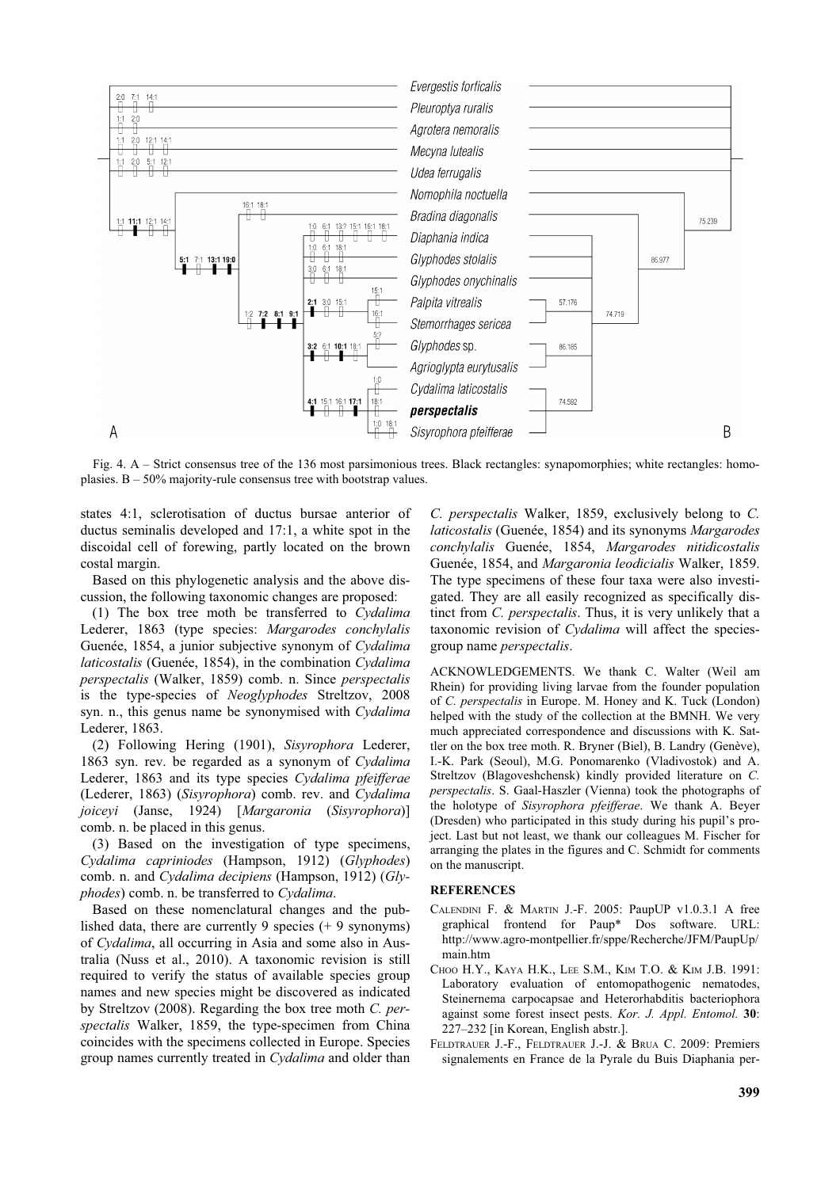Fig. 4. A – Strict consensus tree of the 136 most parsimonious trees. Black rectangles: synapomorphies; white rectangles: homoplasies. B – 50% majority-rule consensus tree with bootstrap values.

states 4:1, sclerotisation of ductus bursae anterior of ductus seminalis developed and 17:1, a white spot in the discoidal cell of forewing, partly located on the brown costal margin.

Based on this phylogenetic analysis and the above discussion, the following taxonomic changes are proposed:

(1) The box tree moth be transferred to *Cydalima* Lederer, 1863 (type species: *Margarodes conchylalis* Guenée, 1854, a junior subjective synonym of *Cydalima laticostalis* (Guenée, 1854), in the combination *Cydalima perspectalis* (Walker, 1859) comb. n. Since *perspectalis* is the type-species of *Neoglyphodes* Streltzov, 2008 syn. n., this genus name be synonymised with *Cydalima* Lederer, 1863.

(2) Following Hering (1901), *Sisyrophora* Lederer, 1863 syn. rev. be regarded as a synonym of *Cydalima* Lederer, 1863 and its type species *Cydalima pfeifferae* (Lederer, 1863) (*Sisyrophora*) comb. rev. and *Cydalima joiceyi* (Janse, 1924) [*Margaronia* (*Sisyrophora*)] comb. n. be placed in this genus.

(3) Based on the investigation of type specimens, *Cydalima capriniodes* (Hampson, 1912) (*Glyphodes*) comb. n. and *Cydalima decipiens* (Hampson, 1912) (*Glyphodes*) comb. n. be transferred to *Cydalima*.

Based on these nomenclatural changes and the published data, there are currently 9 species (+ 9 synonyms) of *Cydalima*, all occurring in Asia and some also in Australia (Nuss et al., 2010). A taxonomic revision is still required to verify the status of available species group names and new species might be discovered as indicated by Streltzov (2008). Regarding the box tree moth *C. perspectalis* Walker, 1859, the type-specimen from China coincides with the specimens collected in Europe. Species group names currently treated in *Cydalima* and older than *C. perspectalis* Walker, 1859, exclusively belong to *C. laticostalis* (Guenée, 1854) and its synonyms *Margarodes conchylalis* Guenée, 1854, *Margarodes nitidicostalis* Guenée, 1854, and *Margaronia leodicialis* Walker, 1859. The type specimens of these four taxa were also investigated. They are all easily recognized as specifically distinct from *C. perspectalis*. Thus, it is very unlikely that a taxonomic revision of *Cydalima* will affect the species-group name *perspectalis*.

ACKNOWLEDGEMENTS. We thank C. Walter (Weil am Rhein) for providing living larvae from the founder population of *C. perspectalis* in Europe. M. Honey and K. Tuck (London) helped with the study of the collection at the BMNH. We very much appreciated correspondence and discussions with K. Sattler on the box tree moth. R. Bryner (Biel), B. Landry (Genève), I.-K. Park (Seoul), M.G. Ponomarenko (Vladivostok) and A. Streltzov (Blagoveshchensk) kindly provided literature on *C. perspectalis*. S. Gaal-Haszler (Vienna) took the photographs of the holotype of *Sisyrophora pfeifferae*. We thank A. Beyer (Dresden) who participated in this study during his pupil's project. Last but not least, we thank our colleagues M. Fischer for arranging the plates in the figures and C. Schmidt for comments on the manuscript.

## REFERENCES

Calendini F. & Martin J.-F. 2005: PaupUP v1.0.3.1 A free graphical frontend for Paup* Dos software. URL: http://www.agro-montpellier.fr/sppe/Recherche/JFM/PaupUp/main.htm

Choo H.Y., Kaya H.K., Lee S.M., Kim T.O. & Kim J.B. 1991: Laboratory evaluation of entomopathogenic nematodes, Steinernema carpocapsae and Heterorhabditis bacteriophora against some forest insect pests. *Kor. J. Appl. Entomol.* **30**: 227–232 [in Korean, English abstr.].

Feldtrauer J.-F., Feldtrauer J.-J. & Brua C. 2009: Premiers signalements en France de la Pyrale du Buis Diaphania per-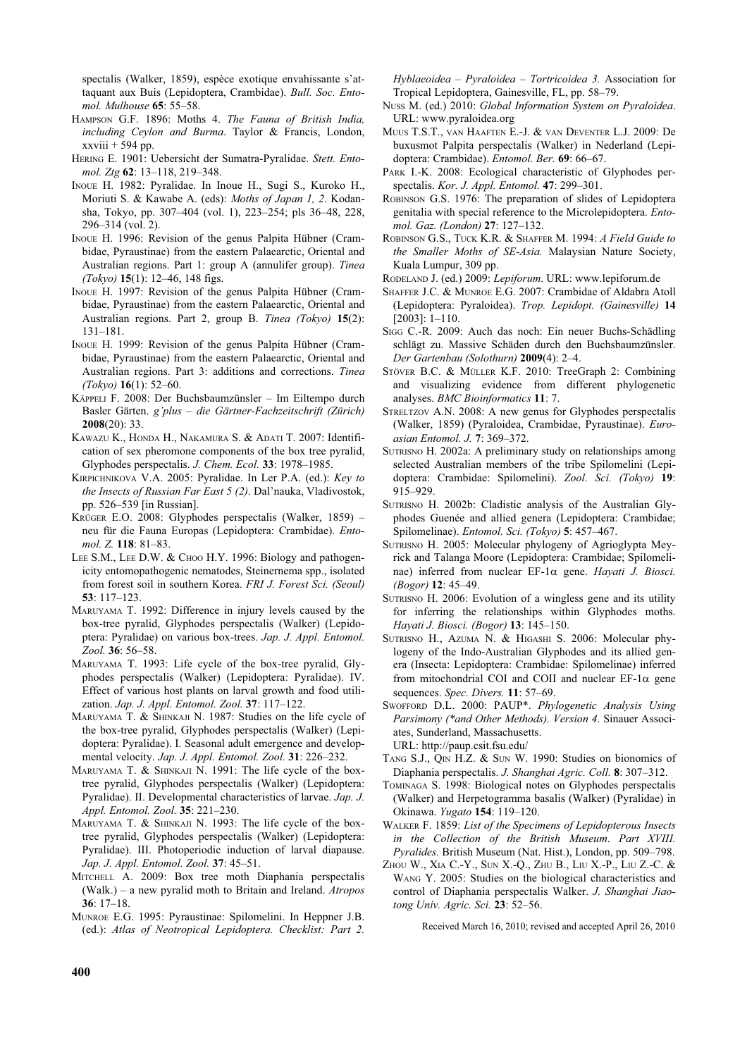spectalis (Walker, 1859), espèce exotique envahissante s'attaquant aux Buis (Lepidoptera, Crambidae). *Bull. Soc. Entomol. Mulhouse* **65**: 55–58.

Hampson G.F. 1896: Moths 4. *The Fauna of British India, including Ceylon and Burma*. Taylor & Francis, London, xxviii + 594 pp.

Hering E. 1901: Uebersicht der Sumatra-Pyralidae. *Stett. Entomol. Ztg* **62**: 13–118, 219–348.

Inoue H. 1982: Pyralidae. In Inoue H., Sugi S., Kuroko H., Moriuti S. & Kawabe A. (eds): *Moths of Japan 1, 2*. Kodansha, Tokyo, pp. 307–404 (vol. 1), 223–254; pls 36–48, 228, 296–314 (vol. 2).

Inoue H. 1996: Revision of the genus Palpita Hübner (Crambidae, Pyraustinae) from the eastern Palaearctic, Oriental and Australian regions. Part 1: group A (annulifer group). *Tinea (Tokyo)* **15**(1): 12–46, 148 figs.

Inoue H. 1997: Revision of the genus Palpita Hübner (Crambidae, Pyraustinae) from the eastern Palaearctic, Oriental and Australian regions. Part 2, group B. *Tinea (Tokyo)* **15**(2): 131–181.

Inoue H. 1999: Revision of the genus Palpita Hübner (Crambidae, Pyraustinae) from the eastern Palaearctic, Oriental and Australian regions. Part 3: additions and corrections. *Tinea (Tokyo)* **16**(1): 52–60.

Käppeli F. 2008: Der Buchsbaumzünsler – Im Eiltempo durch Basler Gärten. *g'plus – die Gärtner-Fachzeitschrift (Zürich)* **2008**(20): 33.

Kawazu K., Honda H., Nakamura S. & Adati T. 2007: Identification of sex pheromone components of the box tree pyralid, Glyphodes perspectalis. *J. Chem. Ecol.* **33**: 1978–1985.

Kirpichnikova V.A. 2005: Pyralidae. In Ler P.A. (ed.): *Key to the Insects of Russian Far East 5 (2)*. Dal'nauka, Vladivostok, pp. 526–539 [in Russian].

Krüger E.O. 2008: Glyphodes perspectalis (Walker, 1859) – neu für die Fauna Europas (Lepidoptera: Crambidae). *Entomol. Z.* **118**: 81–83.

Lee S.M., Lee D.W. & Choo H.Y. 1996: Biology and pathogenicity entomopathogenic nematodes, Steinernema spp., isolated from forest soil in southern Korea. *FRI J. Forest Sci. (Seoul)* **53**: 117–123.

Maruyama T. 1992: Difference in injury levels caused by the box-tree pyralid, Glyphodes perspectalis (Walker) (Lepidoptera: Pyralidae) on various box-trees. *Jap. J. Appl. Entomol. Zool.* **36**: 56–58.

Maruyama T. 1993: Life cycle of the box-tree pyralid, Glyphodes perspectalis (Walker) (Lepidoptera: Pyralidae). IV. Effect of various host plants on larval growth and food utilization. *Jap. J. Appl. Entomol. Zool.* **37**: 117–122.

Maruyama T. & Shinkaji N. 1987: Studies on the life cycle of the box-tree pyralid, Glyphodes perspectalis (Walker) (Lepidoptera: Pyralidae). I. Seasonal adult emergence and developmental velocity. *Jap. J. Appl. Entomol. Zool.* **31**: 226–232.

Maruyama T. & Shinkaji N. 1991: The life cycle of the box-tree pyralid, Glyphodes perspectalis (Walker) (Lepidoptera: Pyralidae). II. Developmental characteristics of larvae. *Jap. J. Appl. Entomol. Zool.* **35**: 221–230.

Maruyama T. & Shinkaji N. 1993: The life cycle of the box-tree pyralid, Glyphodes perspectalis (Walker) (Lepidoptera: Pyralidae). III. Photoperiodic induction of larval diapause. *Jap. J. Appl. Entomol. Zool.* **37**: 45–51.

Mitchell A. 2009: Box tree moth Diaphania perspectalis (Walk.) – a new pyralid moth to Britain and Ireland. *Atropos* **36**: 17–18.

Munroe E.G. 1995: Pyraustinae: Spilomelini. In Heppner J.B. (ed.): *Atlas of Neotropical Lepidoptera. Checklist: Part 2. Hyblaeoidea – Pyraloidea – Tortricoidea 3.* Association for Tropical Lepidoptera, Gainesville, FL, pp. 58–79.

Nuss M. (ed.) 2010: *Global Information System on Pyraloidea*. URL: www.pyraloidea.org

Muus T.S.T., van Haaften E.-J. & van Deventer L.J. 2009: De buxusmot Palpita perspectalis (Walker) in Nederland (Lepidoptera: Crambidae). *Entomol. Ber.* **69**: 66–67.

Park I.-K. 2008: Ecological characteristic of Glyphodes perspectalis. *Kor. J. Appl. Entomol.* **47**: 299–301.

Robinson G.S. 1976: The preparation of slides of Lepidoptera genitalia with special reference to the Microlepidoptera. *Entomol. Gaz. (London)* **27**: 127–132.

Robinson G.S., Tuck K.R. & Shaffer M. 1994: *A Field Guide to the Smaller Moths of SE-Asia.* Malaysian Nature Society, Kuala Lumpur, 309 pp.

Rodeland J. (ed.) 2009: *Lepiforum*. URL: www.lepiforum.de

Shaffer J.C. & Munroe E.G. 2007: Crambidae of Aldabra Atoll (Lepidoptera: Pyraloidea). *Trop. Lepidopt. (Gainesville)* **14** [2003]: 1–110.

Sigg C.-R. 2009: Auch das noch: Ein neuer Buchs-Schädling schlägt zu. Massive Schäden durch den Buchsbaumzünsler. *Der Gartenbau (Solothurn)* **2009**(4): 2–4.

Stöver B.C. & Müller K.F. 2010: TreeGraph 2: Combining and visualizing evidence from different phylogenetic analyses. *BMC Bioinformatics* **11**: 7.

Streltzov A.N. 2008: A new genus for Glyphodes perspectalis (Walker, 1859) (Pyraloidea, Crambidae, Pyraustinae). *Euroasian Entomol. J.* **7**: 369–372.

Sutrisno H. 2002a: A preliminary study on relationships among selected Australian members of the tribe Spilomelini (Lepidoptera: Crambidae: Spilomelini). *Zool. Sci. (Tokyo)* **19**: 915–929.

Sutrisno H. 2002b: Cladistic analysis of the Australian Glyphodes Guenée and allied genera (Lepidoptera: Crambidae; Spilomelinae). *Entomol. Sci. (Tokyo)* **5**: 457–467.

Sutrisno H. 2005: Molecular phylogeny of Agrioglypta Meyrick and Talanga Moore (Lepidoptera: Crambidae; Spilomelinae) inferred from nuclear EF-1$\alpha$ gene. *Hayati J. Biosci. (Bogor)* **12**: 45–49.

Sutrisno H. 2006: Evolution of a wingless gene and its utility for inferring the relationships within Glyphodes moths. *Hayati J. Biosci. (Bogor)* **13**: 145–150.

Sutrisno H., Azuma N. & Higashi S. 2006: Molecular phylogeny of the Indo-Australian Glyphodes and its allied genera (Insecta: Lepidoptera: Crambidae: Spilomelinae) inferred from mitochondrial COI and COII and nuclear EF-1$\alpha$ gene sequences. *Spec. Divers.* **11**: 57–69.

Swofford D.L. 2000: PAUP\*. *Phylogenetic Analysis Using Parsimony (\*and Other Methods). Version 4*. Sinauer Associates, Sunderland, Massachusetts.
URL: http://paup.csit.fsu.edu/

Tang S.J., Qin H.Z. & Sun W. 1990: Studies on bionomics of Diaphania perspectalis. *J. Shanghai Agric. Coll.* **8**: 307–312.

Tominaga S. 1998: Biological notes on Glyphodes perspectalis (Walker) and Herpetogramma basalis (Walker) (Pyralidae) in Okinawa. *Yugato* **154**: 119–120.

Walker F. 1859: *List of the Specimens of Lepidopterous Insects in the Collection of the British Museum. Part XVIII. Pyralides.* British Museum (Nat. Hist.), London, pp. 509–798.

Zhou W., Xia C.-Y., Sun X.-Q., Zhu B., Liu X.-P., Liu Z.-C. & Wang Y. 2005: Studies on the biological characteristics and control of Diaphania perspectalis Walker. *J. Shanghai Jiaotong Univ. Agric. Sci.* **23**: 52–56.

Received March 16, 2010; revised and accepted April 26, 2010